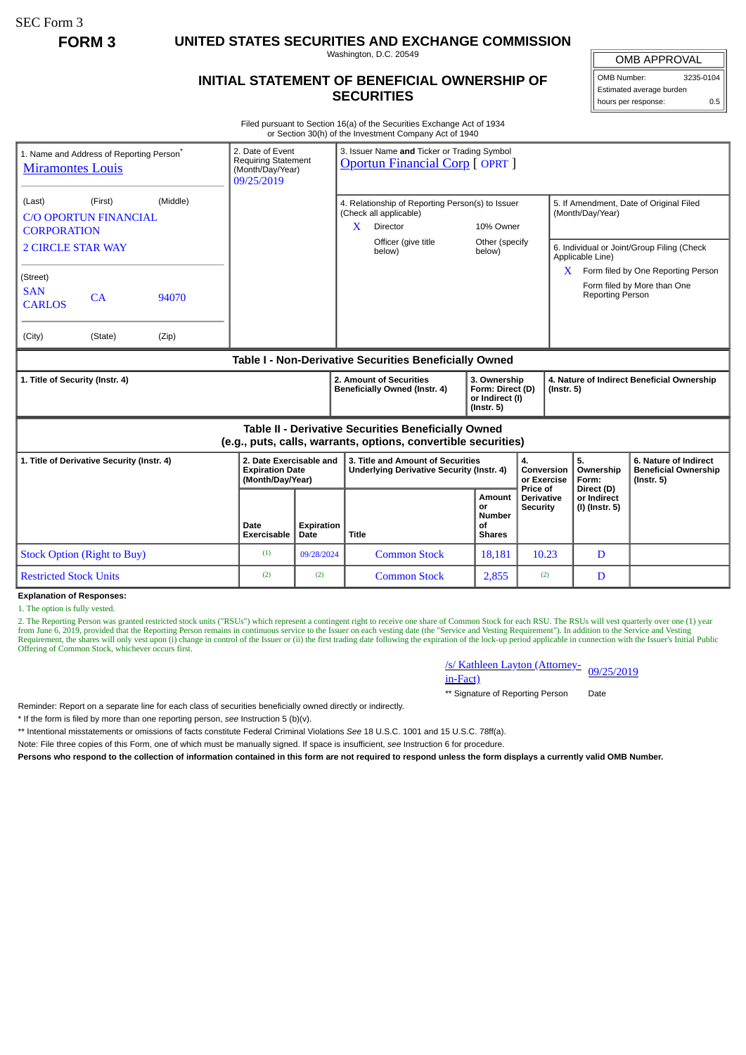SEC Form 3

**FORM 3**

# UNITED STATES SECURITIES AND EXCHANGE COMMISSION

Washington, D.C. 20549

## INITIAL STATEMENT OF BENEFICIAL OWNERSHIP OF SECURITIES

| OMB APPROVAL | |
|---|---|
| OMB Number: | 3235-0104 |
| Estimated average burden | |
| hours per response: | 0.5 |

Filed pursuant to Section 16(a) of the Securities Exchange Act of 1934
or Section 30(h) of the Investment Company Act of 1940

1. Name and Address of Reporting Person*
Miramontes Louis

(Last) (First) (Middle)
C/O OPORTUN FINANCIAL CORPORATION
2 CIRCLE STAR WAY

(Street)
SAN CARLOS CA 94070

(City) (State) (Zip)

2. Date of Event Requiring Statement (Month/Day/Year)
09/25/2019

3. Issuer Name **and** Ticker or Trading Symbol
Oportun Financial Corp [ OPRT ]

4. Relationship of Reporting Person(s) to Issuer (Check all applicable)
X Director
10% Owner
Officer (give title below)
Other (specify below)

5. If Amendment, Date of Original Filed (Month/Day/Year)

6. Individual or Joint/Group Filing (Check Applicable Line)
X Form filed by One Reporting Person
Form filed by More than One Reporting Person

### Table I - Non-Derivative Securities Beneficially Owned

| 1. Title of Security (Instr. 4) | 2. Amount of Securities Beneficially Owned (Instr. 4) | 3. Ownership Form: Direct (D) or Indirect (I) (Instr. 5) | 4. Nature of Indirect Beneficial Ownership (Instr. 5) |
|---|---|---|---|

### Table II - Derivative Securities Beneficially Owned (e.g., puts, calls, warrants, options, convertible securities)

| 1. Title of Derivative Security (Instr. 4) | 2. Date Exercisable and Expiration Date (Month/Day/Year) | | 3. Title and Amount of Securities Underlying Derivative Security (Instr. 4) | | 4. Conversion or Exercise Price of Derivative Security | 5. Ownership Form: Direct (D) or Indirect (I) (Instr. 5) | 6. Nature of Indirect Beneficial Ownership (Instr. 5) |
|---|---|---|---|---|---|---|---|
| | Date Exercisable | Expiration Date | Title | Amount or Number of Shares | | | |
| Stock Option (Right to Buy) | (1) | 09/28/2024 | Common Stock | 18,181 | 10.23 | D | |
| Restricted Stock Units | (2) | (2) | Common Stock | 2,855 | (2) | D | |

**Explanation of Responses:**

1. The option is fully vested.

2. The Reporting Person was granted restricted stock units ("RSUs") which represent a contingent right to receive one share of Common Stock for each RSU. The RSUs will vest quarterly over one (1) year from June 6, 2019, provided that the Reporting Person remains in continuous service to the Issuer on each vesting date (the "Service and Vesting Requirement"). In addition to the Service and Vesting Requirement, the shares will only vest upon (i) change in control of the Issuer or (ii) the first trading date following the expiration of the lock-up period applicable in connection with the Issuer's Initial Public Offering of Common Stock, whichever occurs first.

/s/ Kathleen Layton (Attorney-in-Fact) 09/25/2019

** Signature of Reporting Person Date

Reminder: Report on a separate line for each class of securities beneficially owned directly or indirectly.

* If the form is filed by more than one reporting person, *see* Instruction 5 (b)(v).

** Intentional misstatements or omissions of facts constitute Federal Criminal Violations *See* 18 U.S.C. 1001 and 15 U.S.C. 78ff(a).

Note: File three copies of this Form, one of which must be manually signed. If space is insufficient, *see* Instruction 6 for procedure.

**Persons who respond to the collection of information contained in this form are not required to respond unless the form displays a currently valid OMB Number.**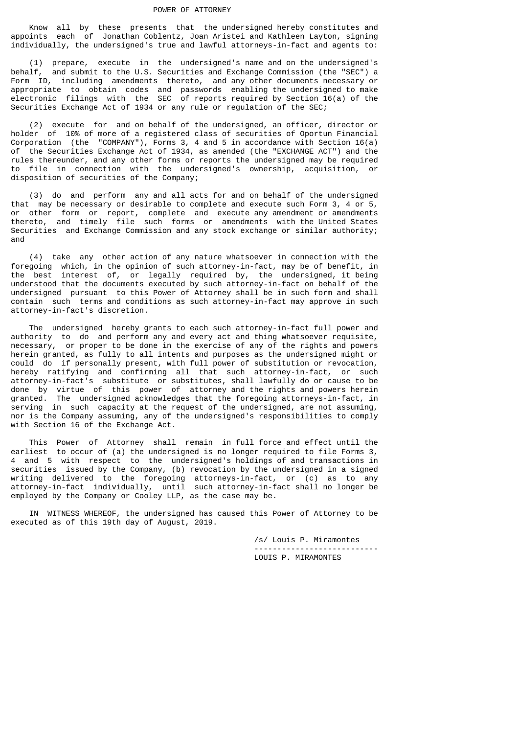# POWER OF ATTORNEY

Know all by these presents that the undersigned hereby constitutes and appoints each of Jonathan Coblentz, Joan Aristei and Kathleen Layton, signing individually, the undersigned's true and lawful attorneys-in-fact and agents to:

(1) prepare, execute in the undersigned's name and on the undersigned's behalf, and submit to the U.S. Securities and Exchange Commission (the "SEC") a Form ID, including amendments thereto, and any other documents necessary or appropriate to obtain codes and passwords enabling the undersigned to make electronic filings with the SEC of reports required by Section 16(a) of the Securities Exchange Act of 1934 or any rule or regulation of the SEC;

(2) execute for and on behalf of the undersigned, an officer, director or holder of 10% of more of a registered class of securities of Oportun Financial Corporation (the "COMPANY"), Forms 3, 4 and 5 in accordance with Section 16(a) of the Securities Exchange Act of 1934, as amended (the "EXCHANGE ACT") and the rules thereunder, and any other forms or reports the undersigned may be required to file in connection with the undersigned's ownership, acquisition, or disposition of securities of the Company;

(3) do and perform any and all acts for and on behalf of the undersigned that may be necessary or desirable to complete and execute such Form 3, 4 or 5, or other form or report, complete and execute any amendment or amendments thereto, and timely file such forms or amendments with the United States Securities and Exchange Commission and any stock exchange or similar authority; and

(4) take any other action of any nature whatsoever in connection with the foregoing which, in the opinion of such attorney-in-fact, may be of benefit, in the best interest of, or legally required by, the undersigned, it being understood that the documents executed by such attorney-in-fact on behalf of the undersigned pursuant to this Power of Attorney shall be in such form and shall contain such terms and conditions as such attorney-in-fact may approve in such attorney-in-fact's discretion.

The undersigned hereby grants to each such attorney-in-fact full power and authority to do and perform any and every act and thing whatsoever requisite, necessary, or proper to be done in the exercise of any of the rights and powers herein granted, as fully to all intents and purposes as the undersigned might or could do if personally present, with full power of substitution or revocation, hereby ratifying and confirming all that such attorney-in-fact, or such attorney-in-fact's substitute or substitutes, shall lawfully do or cause to be done by virtue of this power of attorney and the rights and powers herein granted. The undersigned acknowledges that the foregoing attorneys-in-fact, in serving in such capacity at the request of the undersigned, are not assuming, nor is the Company assuming, any of the undersigned's responsibilities to comply with Section 16 of the Exchange Act.

This Power of Attorney shall remain in full force and effect until the earliest to occur of (a) the undersigned is no longer required to file Forms 3, 4 and 5 with respect to the undersigned's holdings of and transactions in securities issued by the Company, (b) revocation by the undersigned in a signed writing delivered to the foregoing attorneys-in-fact, or (c) as to any attorney-in-fact individually, until such attorney-in-fact shall no longer be employed by the Company or Cooley LLP, as the case may be.

IN WITNESS WHEREOF, the undersigned has caused this Power of Attorney to be executed as of this 19th day of August, 2019.

/s/ Louis P. Miramontes

---------------------------

LOUIS P. MIRAMONTES